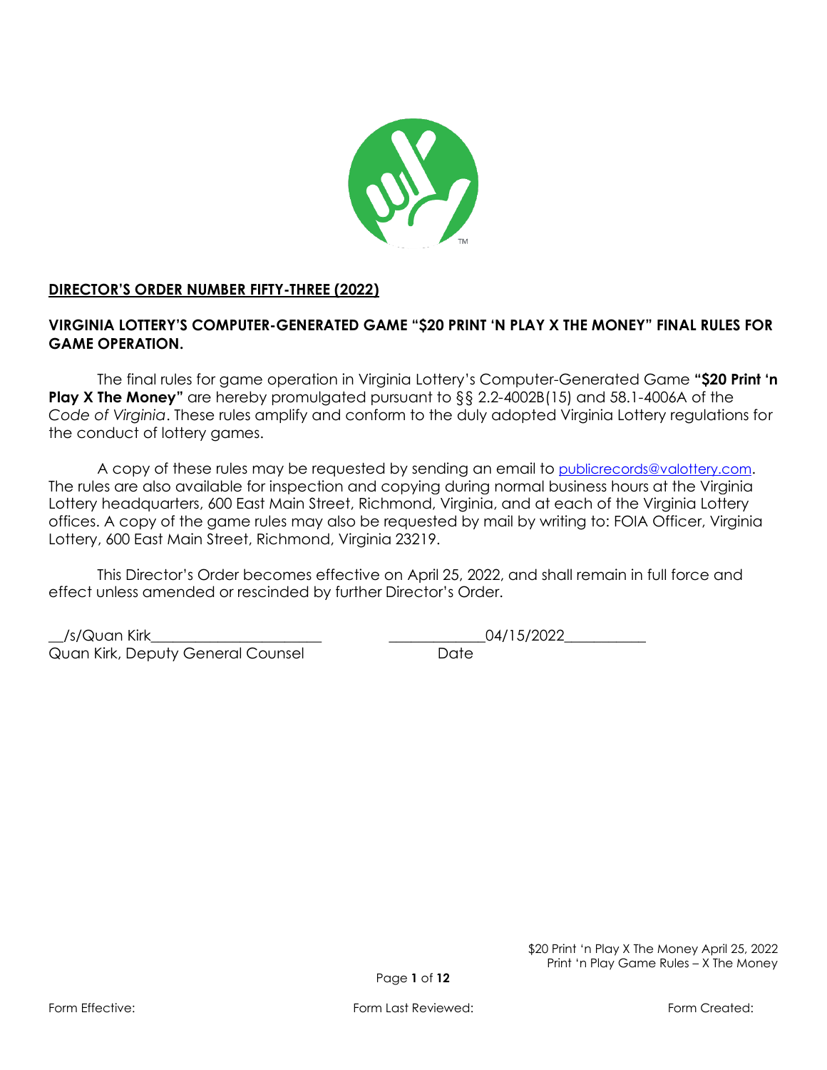## DIRECTOR'S ORDER NUMBER FIFTY-THREE (2022)

### VIRGINIA LOTTERY'S COMPUTER-GENERATED GAME "$20 PRINT 'N PLAY X THE MONEY" FINAL RULES FOR GAME OPERATION.

The final rules for game operation in Virginia Lottery's Computer-Generated Game **"$20 Print 'n Play X The Money"** are hereby promulgated pursuant to §§ 2.2-4002B(15) and 58.1-4006A of the *Code of Virginia*. These rules amplify and conform to the duly adopted Virginia Lottery regulations for the conduct of lottery games.

A copy of these rules may be requested by sending an email to publicrecords@valottery.com. The rules are also available for inspection and copying during normal business hours at the Virginia Lottery headquarters, 600 East Main Street, Richmond, Virginia, and at each of the Virginia Lottery offices. A copy of the game rules may also be requested by mail by writing to: FOIA Officer, Virginia Lottery, 600 East Main Street, Richmond, Virginia 23219.

This Director's Order becomes effective on April 25, 2022, and shall remain in full force and effect unless amended or rescinded by further Director's Order.

__/s/Quan Kirk________________________ _____________04/15/2022___________

Quan Kirk, Deputy General Counsel Date

$20 Print 'n Play X The Money April 25, 2022
Print 'n Play Game Rules – X The Money

Form Effective: Form Last Reviewed: Form Created: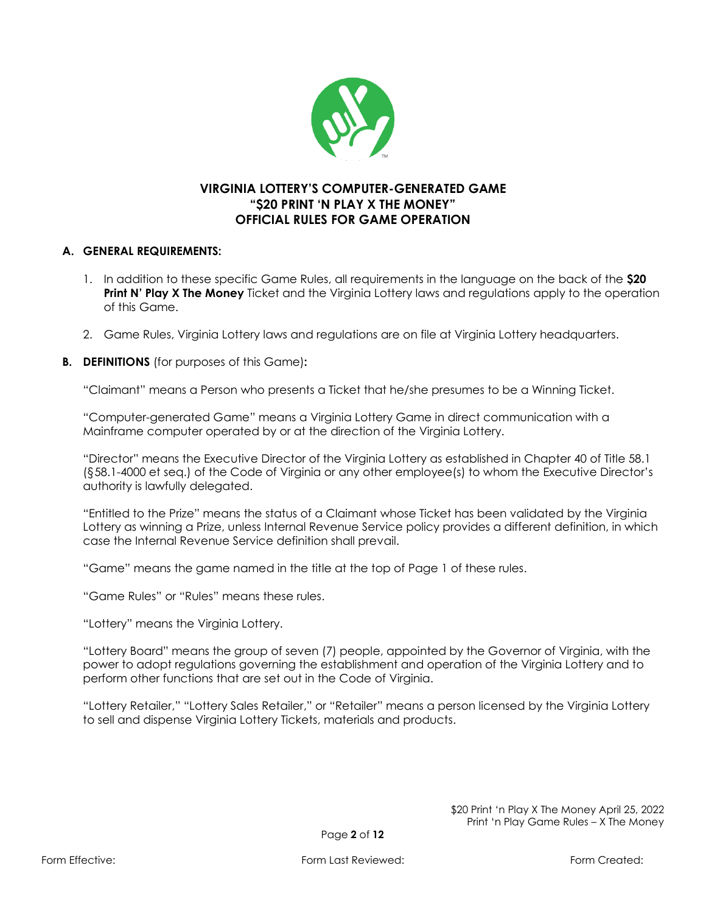# VIRGINIA LOTTERY'S COMPUTER-GENERATED GAME "$20 PRINT 'N PLAY X THE MONEY" OFFICIAL RULES FOR GAME OPERATION

## A. GENERAL REQUIREMENTS:

1. In addition to these specific Game Rules, all requirements in the language on the back of the **$20 Print N' Play X The Money** Ticket and the Virginia Lottery laws and regulations apply to the operation of this Game.

2. Game Rules, Virginia Lottery laws and regulations are on file at Virginia Lottery headquarters.

## B. DEFINITIONS (for purposes of this Game):

"Claimant" means a Person who presents a Ticket that he/she presumes to be a Winning Ticket.

"Computer-generated Game" means a Virginia Lottery Game in direct communication with a Mainframe computer operated by or at the direction of the Virginia Lottery.

"Director" means the Executive Director of the Virginia Lottery as established in Chapter 40 of Title 58.1 (§58.1-4000 et seq.) of the Code of Virginia or any other employee(s) to whom the Executive Director's authority is lawfully delegated.

"Entitled to the Prize" means the status of a Claimant whose Ticket has been validated by the Virginia Lottery as winning a Prize, unless Internal Revenue Service policy provides a different definition, in which case the Internal Revenue Service definition shall prevail.

"Game" means the game named in the title at the top of Page 1 of these rules.

"Game Rules" or "Rules" means these rules.

"Lottery" means the Virginia Lottery.

"Lottery Board" means the group of seven (7) people, appointed by the Governor of Virginia, with the power to adopt regulations governing the establishment and operation of the Virginia Lottery and to perform other functions that are set out in the Code of Virginia.

"Lottery Retailer," "Lottery Sales Retailer," or "Retailer" means a person licensed by the Virginia Lottery to sell and dispense Virginia Lottery Tickets, materials and products.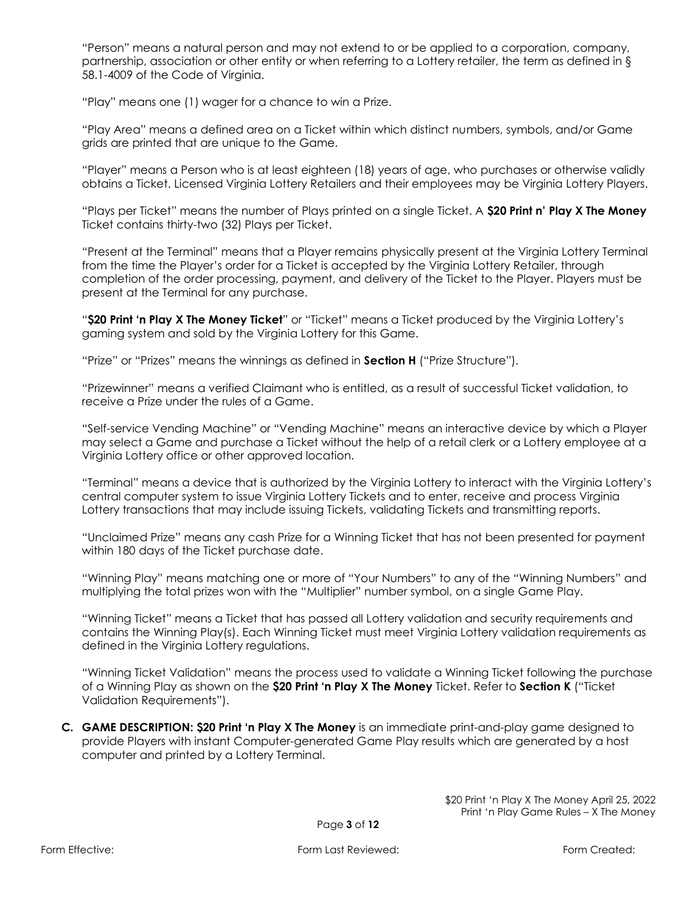"Person" means a natural person and may not extend to or be applied to a corporation, company, partnership, association or other entity or when referring to a Lottery retailer, the term as defined in § 58.1-4009 of the Code of Virginia.

"Play" means one (1) wager for a chance to win a Prize.

"Play Area" means a defined area on a Ticket within which distinct numbers, symbols, and/or Game grids are printed that are unique to the Game.

"Player" means a Person who is at least eighteen (18) years of age, who purchases or otherwise validly obtains a Ticket. Licensed Virginia Lottery Retailers and their employees may be Virginia Lottery Players.

"Plays per Ticket" means the number of Plays printed on a single Ticket. A **$20 Print n' Play X The Money** Ticket contains thirty-two (32) Plays per Ticket.

"Present at the Terminal" means that a Player remains physically present at the Virginia Lottery Terminal from the time the Player's order for a Ticket is accepted by the Virginia Lottery Retailer, through completion of the order processing, payment, and delivery of the Ticket to the Player. Players must be present at the Terminal for any purchase.

"**$20 Print 'n Play X The Money Ticket**" or "Ticket" means a Ticket produced by the Virginia Lottery's gaming system and sold by the Virginia Lottery for this Game.

"Prize" or "Prizes" means the winnings as defined in **Section H** ("Prize Structure").

"Prizewinner" means a verified Claimant who is entitled, as a result of successful Ticket validation, to receive a Prize under the rules of a Game.

"Self-service Vending Machine" or "Vending Machine" means an interactive device by which a Player may select a Game and purchase a Ticket without the help of a retail clerk or a Lottery employee at a Virginia Lottery office or other approved location.

"Terminal" means a device that is authorized by the Virginia Lottery to interact with the Virginia Lottery's central computer system to issue Virginia Lottery Tickets and to enter, receive and process Virginia Lottery transactions that may include issuing Tickets, validating Tickets and transmitting reports.

"Unclaimed Prize" means any cash Prize for a Winning Ticket that has not been presented for payment within 180 days of the Ticket purchase date.

"Winning Play" means matching one or more of "Your Numbers" to any of the "Winning Numbers" and multiplying the total prizes won with the "Multiplier" number symbol, on a single Game Play.

"Winning Ticket" means a Ticket that has passed all Lottery validation and security requirements and contains the Winning Play(s). Each Winning Ticket must meet Virginia Lottery validation requirements as defined in the Virginia Lottery regulations.

"Winning Ticket Validation" means the process used to validate a Winning Ticket following the purchase of a Winning Play as shown on the **$20 Print 'n Play X The Money** Ticket. Refer to **Section K** ("Ticket Validation Requirements").

**C. GAME DESCRIPTION: $20 Print 'n Play X The Money** is an immediate print-and-play game designed to provide Players with instant Computer-generated Game Play results which are generated by a host computer and printed by a Lottery Terminal.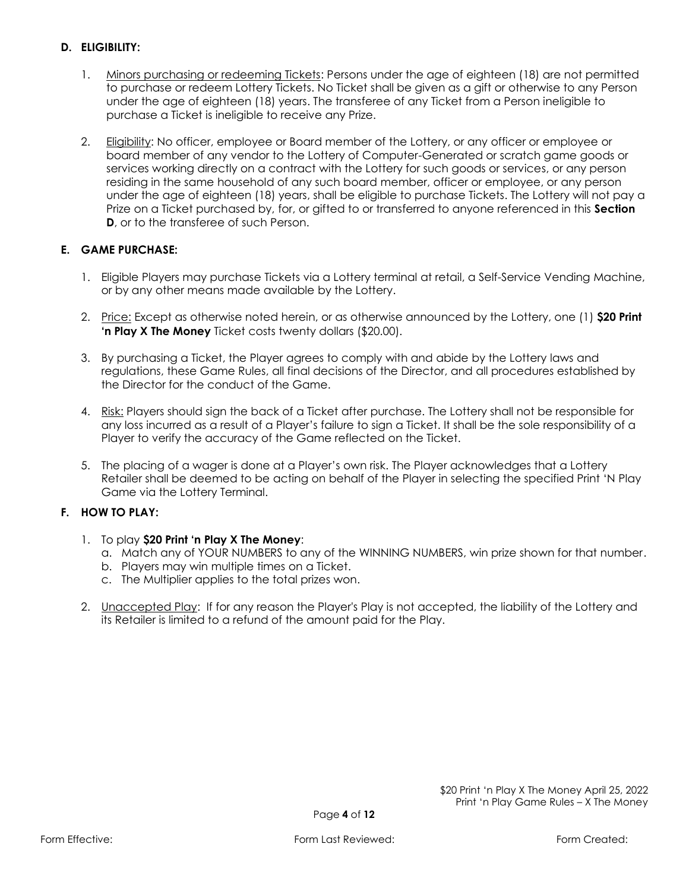## D. ELIGIBILITY:

1. Minors purchasing or redeeming Tickets: Persons under the age of eighteen (18) are not permitted to purchase or redeem Lottery Tickets. No Ticket shall be given as a gift or otherwise to any Person under the age of eighteen (18) years. The transferee of any Ticket from a Person ineligible to purchase a Ticket is ineligible to receive any Prize.

2. Eligibility: No officer, employee or Board member of the Lottery, or any officer or employee or board member of any vendor to the Lottery of Computer-Generated or scratch game goods or services working directly on a contract with the Lottery for such goods or services, or any person residing in the same household of any such board member, officer or employee, or any person under the age of eighteen (18) years, shall be eligible to purchase Tickets. The Lottery will not pay a Prize on a Ticket purchased by, for, or gifted to or transferred to anyone referenced in this **Section D**, or to the transferee of such Person.

## E. GAME PURCHASE:

1. Eligible Players may purchase Tickets via a Lottery terminal at retail, a Self-Service Vending Machine, or by any other means made available by the Lottery.

2. Price: Except as otherwise noted herein, or as otherwise announced by the Lottery, one (1) **$20 Print 'n Play X The Money** Ticket costs twenty dollars ($20.00).

3. By purchasing a Ticket, the Player agrees to comply with and abide by the Lottery laws and regulations, these Game Rules, all final decisions of the Director, and all procedures established by the Director for the conduct of the Game.

4. Risk: Players should sign the back of a Ticket after purchase. The Lottery shall not be responsible for any loss incurred as a result of a Player's failure to sign a Ticket. It shall be the sole responsibility of a Player to verify the accuracy of the Game reflected on the Ticket.

5. The placing of a wager is done at a Player's own risk. The Player acknowledges that a Lottery Retailer shall be deemed to be acting on behalf of the Player in selecting the specified Print 'N Play Game via the Lottery Terminal.

## F. HOW TO PLAY:

1. To play **$20 Print 'n Play X The Money**:
   a. Match any of YOUR NUMBERS to any of the WINNING NUMBERS, win prize shown for that number.
   b. Players may win multiple times on a Ticket.
   c. The Multiplier applies to the total prizes won.

2. Unaccepted Play: If for any reason the Player's Play is not accepted, the liability of the Lottery and its Retailer is limited to a refund of the amount paid for the Play.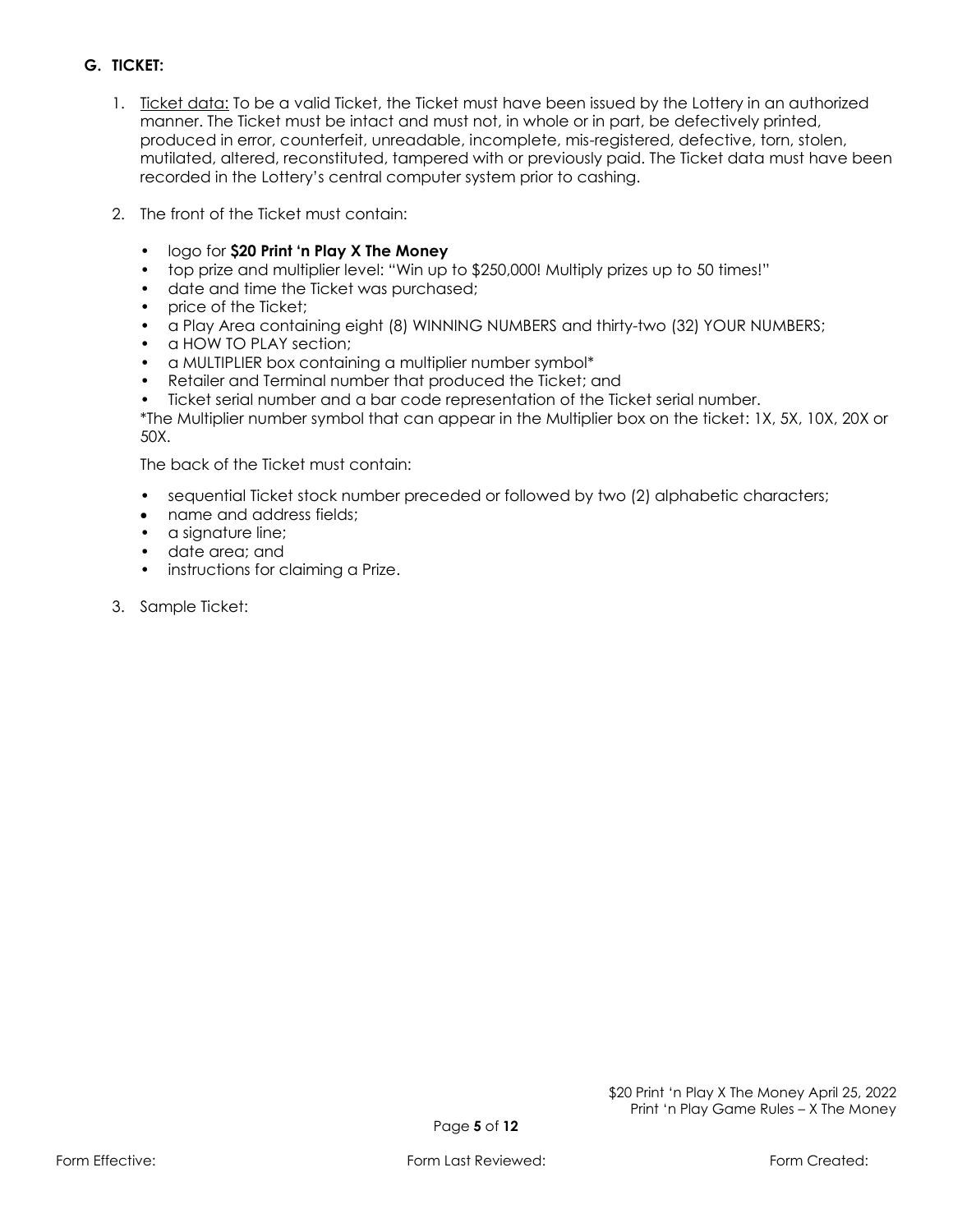## G. TICKET:

1. Ticket data: To be a valid Ticket, the Ticket must have been issued by the Lottery in an authorized manner. The Ticket must be intact and must not, in whole or in part, be defectively printed, produced in error, counterfeit, unreadable, incomplete, mis-registered, defective, torn, stolen, mutilated, altered, reconstituted, tampered with or previously paid. The Ticket data must have been recorded in the Lottery's central computer system prior to cashing.

2. The front of the Ticket must contain:

   - logo for **$20 Print 'n Play X The Money**
   - top prize and multiplier level: "Win up to $250,000! Multiply prizes up to 50 times!"
   - date and time the Ticket was purchased;
   - price of the Ticket;
   - a Play Area containing eight (8) WINNING NUMBERS and thirty-two (32) YOUR NUMBERS;
   - a HOW TO PLAY section;
   - a MULTIPLIER box containing a multiplier number symbol*
   - Retailer and Terminal number that produced the Ticket; and
   - Ticket serial number and a bar code representation of the Ticket serial number.

   *The Multiplier number symbol that can appear in the Multiplier box on the ticket: 1X, 5X, 10X, 20X or 50X.

   The back of the Ticket must contain:

   - sequential Ticket stock number preceded or followed by two (2) alphabetic characters;
   - name and address fields;
   - a signature line;
   - date area; and
   - instructions for claiming a Prize.

3. Sample Ticket: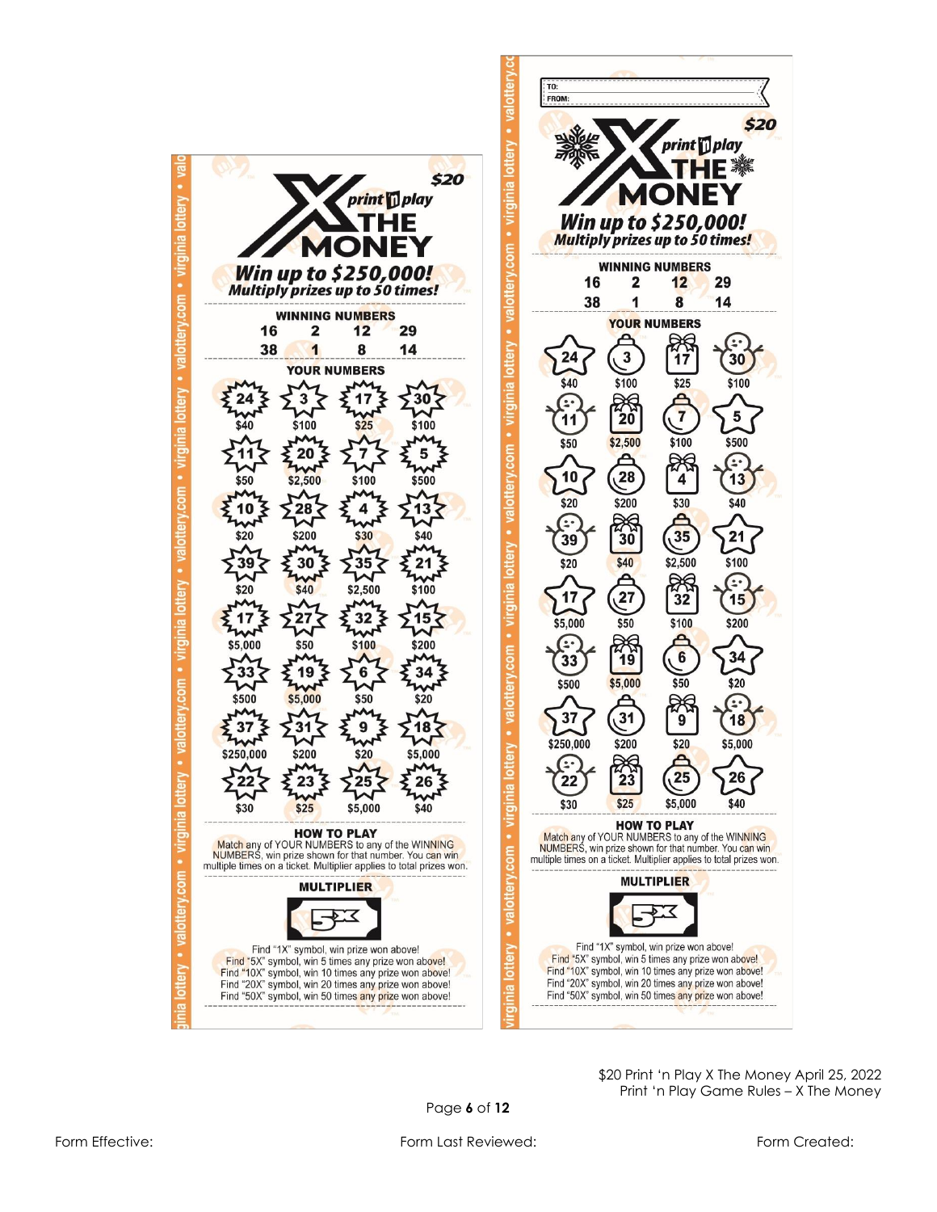## Ticket 1

**$20**

**print 'n play X THE MONEY**

***Win up to $250,000!***
***Multiply prizes up to 50 times!***

**WINNING NUMBERS**

| | | | |
|---|---|---|---|
| 16 | 2 | 12 | 29 |
| 38 | 1 | 8 | 14 |

**YOUR NUMBERS**

| | | | |
|---|---|---|---|
| 24 $40 | 3 $100 | 17 $25 | 30 $100 |
| 11 $50 | 20 $2,500 | 7 $100 | 5 $500 |
| 10 $20 | 28 $200 | 4 $30 | 13 $40 |
| 39 $20 | 30 $40 | 35 $2,500 | 21 $100 |
| 17 $5,000 | 27 $50 | 32 $100 | 15 $200 |
| 33 $500 | 19 $5,000 | 6 $50 | 34 $20 |
| 37 $250,000 | 31 $200 | 9 $20 | 18 $5,000 |
| 22 $30 | 23 $25 | 25 $5,000 | 26 $40 |

**HOW TO PLAY**

Match any of YOUR NUMBERS to any of the WINNING NUMBERS, win prize shown for that number. You can win multiple times on a ticket. Multiplier applies to total prizes won.

**MULTIPLIER**

5X

Find "1X" symbol, win prize won above!
Find "5X" symbol, win 5 times any prize won above!
Find "10X" symbol, win 10 times any prize won above!
Find "20X" symbol, win 20 times any prize won above!
Find "50X" symbol, win 50 times any prize won above!

## Ticket 2

TO:
FROM:

**$20**

**print 'n play X THE MONEY**

***Win up to $250,000!***
***Multiply prizes up to 50 times!***

**WINNING NUMBERS**

| | | | |
|---|---|---|---|
| 16 | 2 | 12 | 29 |
| 38 | 1 | 8 | 14 |

**YOUR NUMBERS**

| | | | |
|---|---|---|---|
| 24 $40 | 3 $100 | 17 $25 | 30 $100 |
| 11 $50 | 20 $2,500 | 7 $100 | 5 $500 |
| 10 $20 | 28 $200 | 4 $30 | 13 $40 |
| 39 $20 | 30 $40 | 35 $2,500 | 21 $100 |
| 17 $5,000 | 27 $50 | 32 $100 | 15 $200 |
| 33 $500 | 19 $5,000 | 6 $50 | 34 $20 |
| 37 $250,000 | 31 $200 | 9 $20 | 18 $5,000 |
| 22 $30 | 23 $25 | 25 $5,000 | 26 $40 |

**HOW TO PLAY**

Match any of YOUR NUMBERS to any of the WINNING NUMBERS, win prize shown for that number. You can win multiple times on a ticket. Multiplier applies to total prizes won.

**MULTIPLIER**

5X

Find "1X" symbol, win prize won above!
Find "5X" symbol, win 5 times any prize won above!
Find "10X" symbol, win 10 times any prize won above!
Find "20X" symbol, win 20 times any prize won above!
Find "50X" symbol, win 50 times any prize won above!

$20 Print 'n Play X The Money April 25, 2022
Print 'n Play Game Rules – X The Money

Form Effective: Form Last Reviewed: Form Created: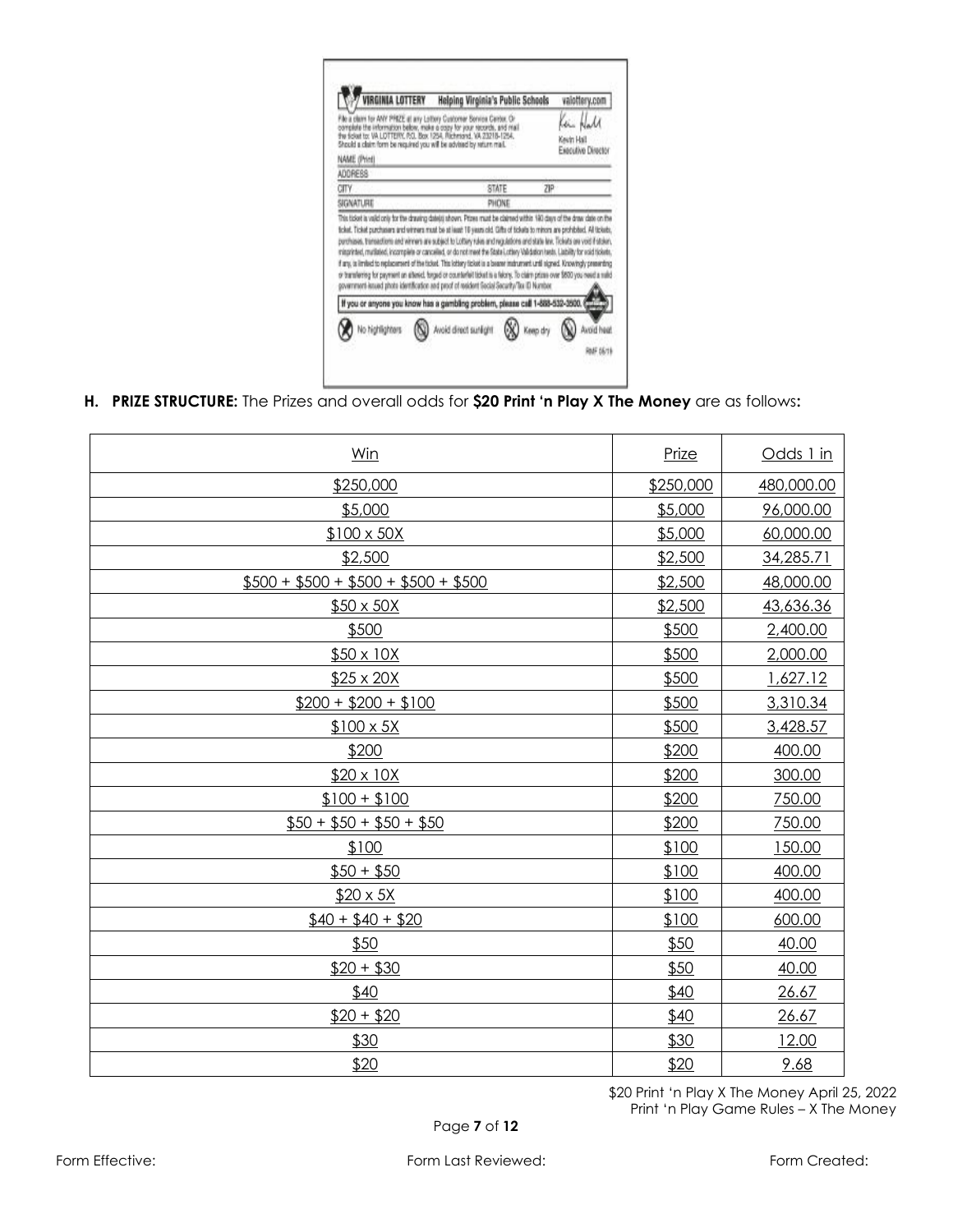**H. PRIZE STRUCTURE:** The Prizes and overall odds for **$20 Print 'n Play X The Money** are as follows**:**

| Win | Prize | Odds 1 in |
|---|---|---|
| $250,000 | $250,000 | 480,000.00 |
| $5,000 | $5,000 | 96,000.00 |
| $100 x 50X | $5,000 | 60,000.00 |
| $2,500 | $2,500 | 34,285.71 |
| $500 + $500 + $500 + $500 + $500 | $2,500 | 48,000.00 |
| $50 x 50X | $2,500 | 43,636.36 |
| $500 | $500 | 2,400.00 |
| $50 x 10X | $500 | 2,000.00 |
| $25 x 20X | $500 | 1,627.12 |
| $200 + $200 + $100 | $500 | 3,310.34 |
| $100 x 5X | $500 | 3,428.57 |
| $200 | $200 | 400.00 |
| $20 x 10X | $200 | 300.00 |
| $100 + $100 | $200 | 750.00 |
| $50 + $50 + $50 + $50 | $200 | 750.00 |
| $100 | $100 | 150.00 |
| $50 + $50 | $100 | 400.00 |
| $20 x 5X | $100 | 400.00 |
| $40 + $40 + $20 | $100 | 600.00 |
| $50 | $50 | 40.00 |
| $20 + $30 | $50 | 40.00 |
| $40 | $40 | 26.67 |
| $20 + $20 | $40 | 26.67 |
| $30 | $30 | 12.00 |
| $20 | $20 | 9.68 |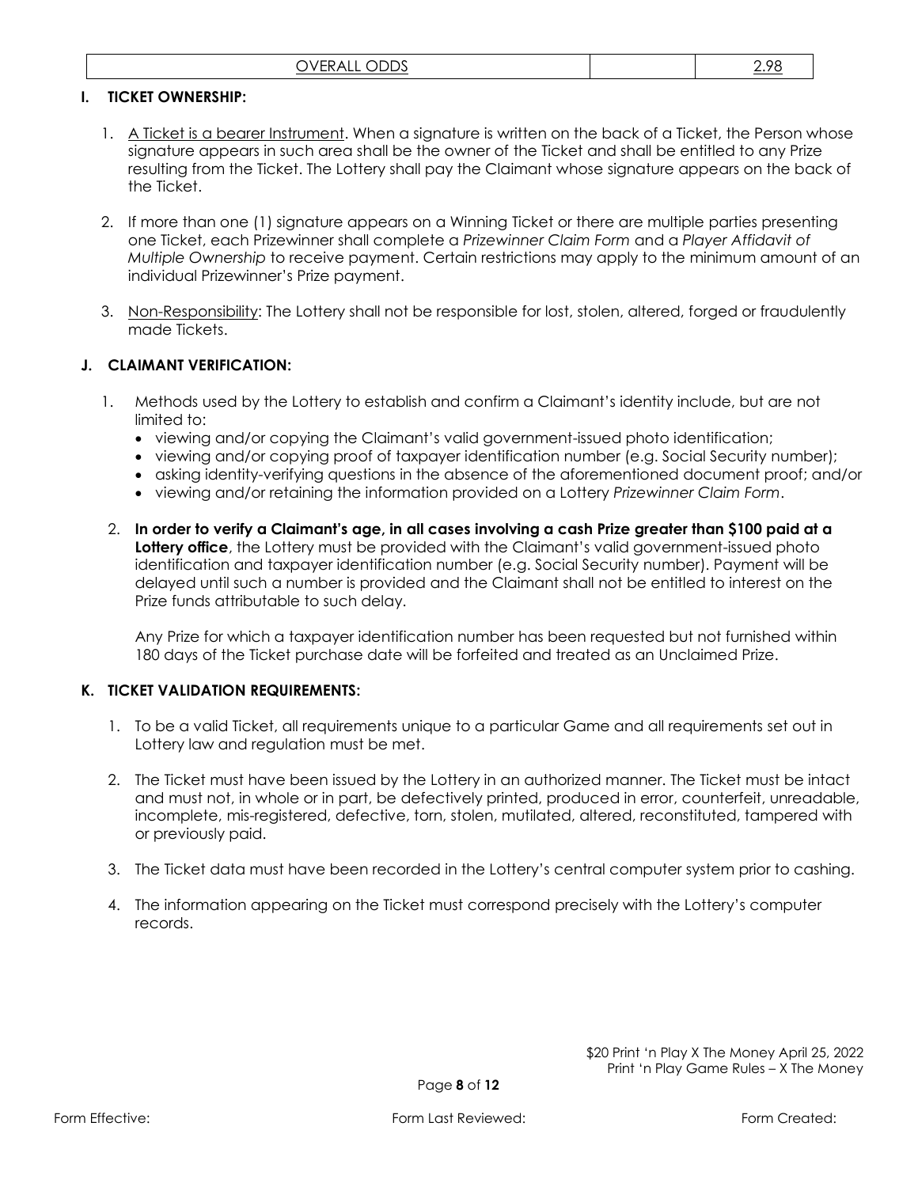| OVERALL ODDS | | 2.98 |
|---|---|---|

## I. TICKET OWNERSHIP:

1. A Ticket is a bearer Instrument. When a signature is written on the back of a Ticket, the Person whose signature appears in such area shall be the owner of the Ticket and shall be entitled to any Prize resulting from the Ticket. The Lottery shall pay the Claimant whose signature appears on the back of the Ticket.

2. If more than one (1) signature appears on a Winning Ticket or there are multiple parties presenting one Ticket, each Prizewinner shall complete a *Prizewinner Claim Form* and a *Player Affidavit of Multiple Ownership* to receive payment. Certain restrictions may apply to the minimum amount of an individual Prizewinner's Prize payment.

3. Non-Responsibility: The Lottery shall not be responsible for lost, stolen, altered, forged or fraudulently made Tickets.

## J. CLAIMANT VERIFICATION:

1. Methods used by the Lottery to establish and confirm a Claimant's identity include, but are not limited to:
   - viewing and/or copying the Claimant's valid government-issued photo identification;
   - viewing and/or copying proof of taxpayer identification number (e.g. Social Security number);
   - asking identity-verifying questions in the absence of the aforementioned document proof; and/or
   - viewing and/or retaining the information provided on a Lottery *Prizewinner Claim Form*.

2. **In order to verify a Claimant's age, in all cases involving a cash Prize greater than $100 paid at a Lottery office**, the Lottery must be provided with the Claimant's valid government-issued photo identification and taxpayer identification number (e.g. Social Security number). Payment will be delayed until such a number is provided and the Claimant shall not be entitled to interest on the Prize funds attributable to such delay.

   Any Prize for which a taxpayer identification number has been requested but not furnished within 180 days of the Ticket purchase date will be forfeited and treated as an Unclaimed Prize.

## K. TICKET VALIDATION REQUIREMENTS:

1. To be a valid Ticket, all requirements unique to a particular Game and all requirements set out in Lottery law and regulation must be met.

2. The Ticket must have been issued by the Lottery in an authorized manner. The Ticket must be intact and must not, in whole or in part, be defectively printed, produced in error, counterfeit, unreadable, incomplete, mis-registered, defective, torn, stolen, mutilated, altered, reconstituted, tampered with or previously paid.

3. The Ticket data must have been recorded in the Lottery's central computer system prior to cashing.

4. The information appearing on the Ticket must correspond precisely with the Lottery's computer records.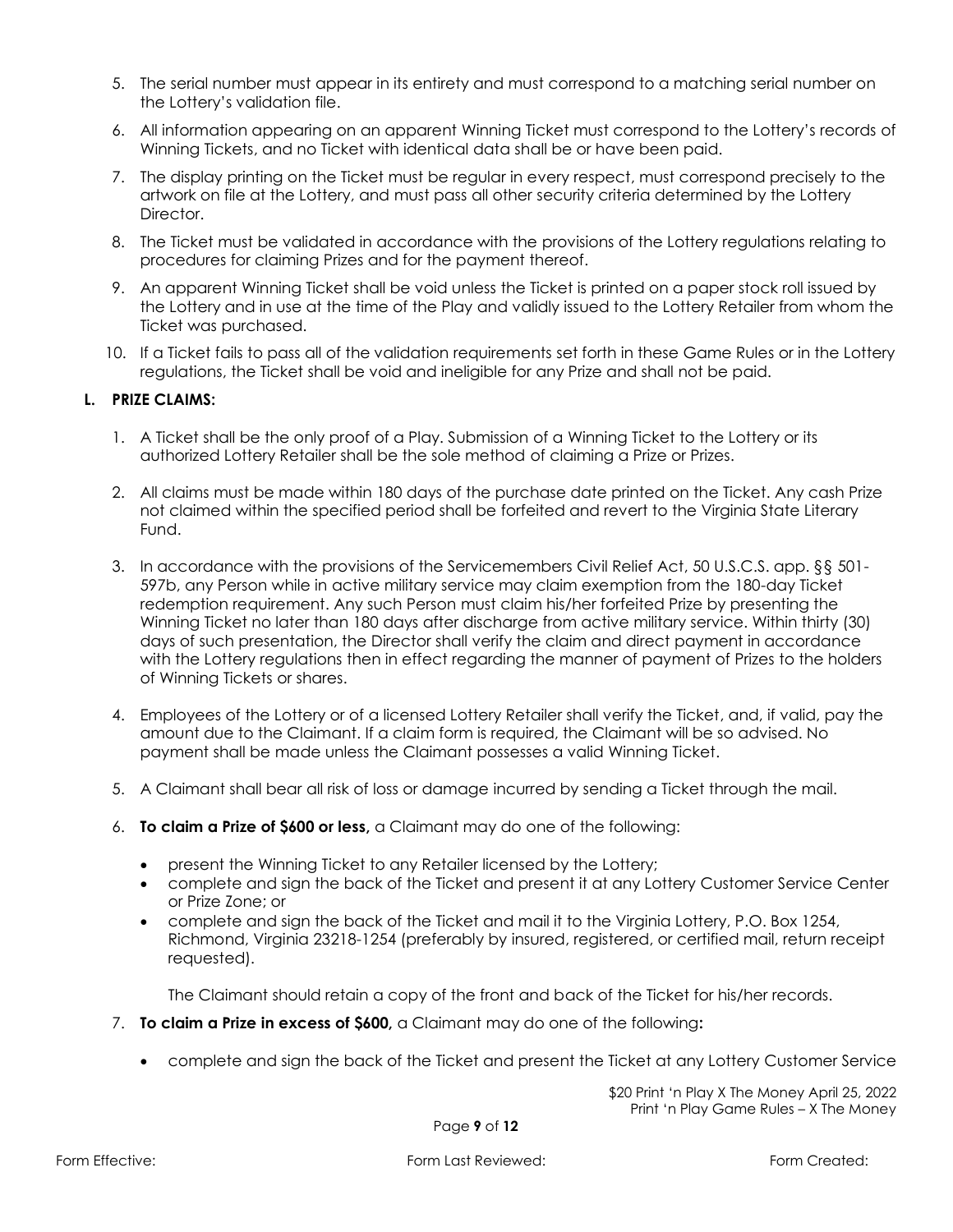5. The serial number must appear in its entirety and must correspond to a matching serial number on the Lottery's validation file.
6. All information appearing on an apparent Winning Ticket must correspond to the Lottery's records of Winning Tickets, and no Ticket with identical data shall be or have been paid.
7. The display printing on the Ticket must be regular in every respect, must correspond precisely to the artwork on file at the Lottery, and must pass all other security criteria determined by the Lottery Director.
8. The Ticket must be validated in accordance with the provisions of the Lottery regulations relating to procedures for claiming Prizes and for the payment thereof.
9. An apparent Winning Ticket shall be void unless the Ticket is printed on a paper stock roll issued by the Lottery and in use at the time of the Play and validly issued to the Lottery Retailer from whom the Ticket was purchased.
10. If a Ticket fails to pass all of the validation requirements set forth in these Game Rules or in the Lottery regulations, the Ticket shall be void and ineligible for any Prize and shall not be paid.

**L. PRIZE CLAIMS:**

1. A Ticket shall be the only proof of a Play. Submission of a Winning Ticket to the Lottery or its authorized Lottery Retailer shall be the sole method of claiming a Prize or Prizes.
2. All claims must be made within 180 days of the purchase date printed on the Ticket. Any cash Prize not claimed within the specified period shall be forfeited and revert to the Virginia State Literary Fund.
3. In accordance with the provisions of the Servicemembers Civil Relief Act, 50 U.S.C.S. app. §§ 501-597b, any Person while in active military service may claim exemption from the 180-day Ticket redemption requirement. Any such Person must claim his/her forfeited Prize by presenting the Winning Ticket no later than 180 days after discharge from active military service. Within thirty (30) days of such presentation, the Director shall verify the claim and direct payment in accordance with the Lottery regulations then in effect regarding the manner of payment of Prizes to the holders of Winning Tickets or shares.
4. Employees of the Lottery or of a licensed Lottery Retailer shall verify the Ticket, and, if valid, pay the amount due to the Claimant. If a claim form is required, the Claimant will be so advised. No payment shall be made unless the Claimant possesses a valid Winning Ticket.
5. A Claimant shall bear all risk of loss or damage incurred by sending a Ticket through the mail.
6. **To claim a Prize of $600 or less,** a Claimant may do one of the following:
   - present the Winning Ticket to any Retailer licensed by the Lottery;
   - complete and sign the back of the Ticket and present it at any Lottery Customer Service Center or Prize Zone; or
   - complete and sign the back of the Ticket and mail it to the Virginia Lottery, P.O. Box 1254, Richmond, Virginia 23218-1254 (preferably by insured, registered, or certified mail, return receipt requested).

   The Claimant should retain a copy of the front and back of the Ticket for his/her records.
7. **To claim a Prize in excess of $600,** a Claimant may do one of the following**:**
   - complete and sign the back of the Ticket and present the Ticket at any Lottery Customer Service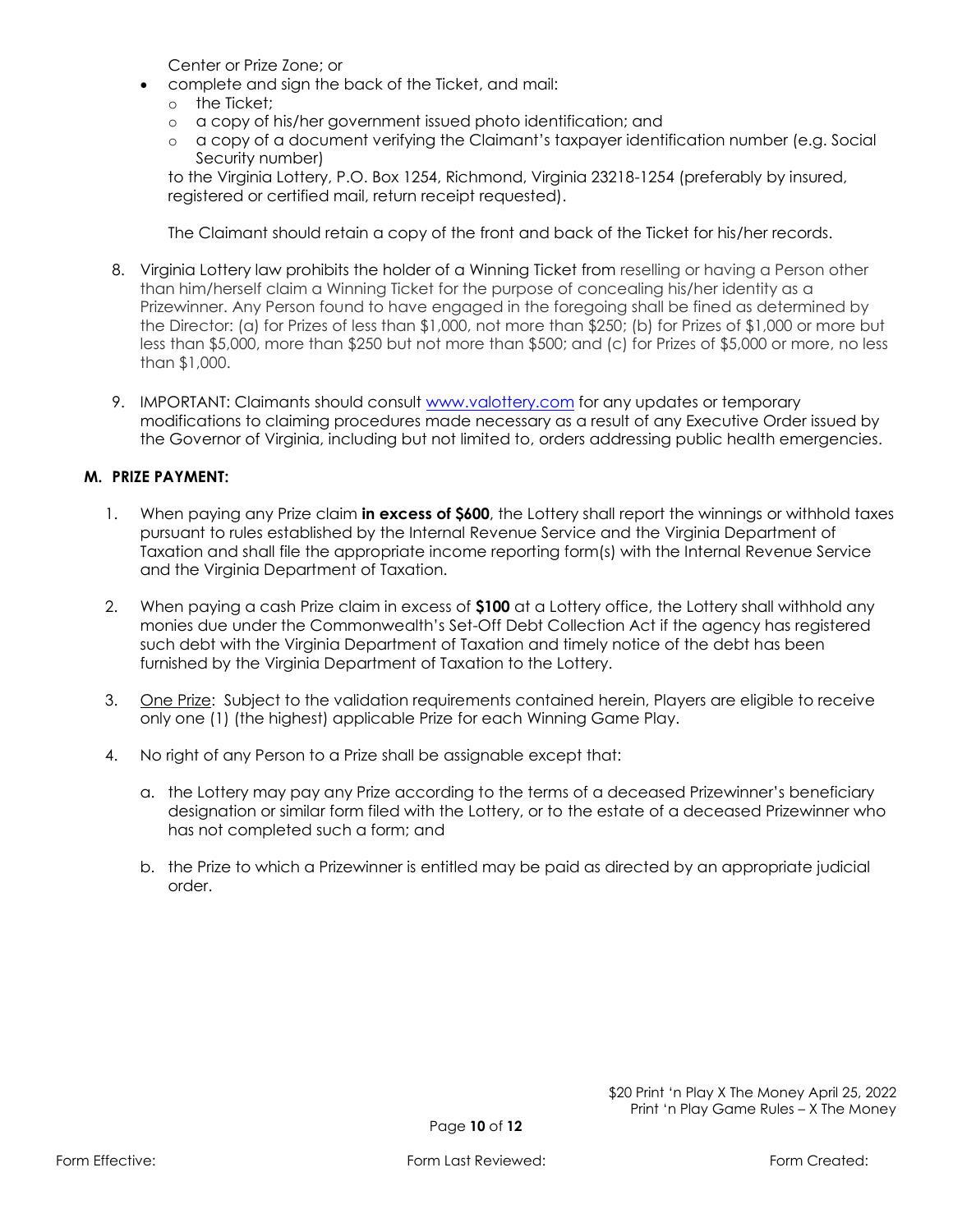Center or Prize Zone; or

- complete and sign the back of the Ticket, and mail:
  - the Ticket;
  - a copy of his/her government issued photo identification; and
  - a copy of a document verifying the Claimant's taxpayer identification number (e.g. Social Security number)

  to the Virginia Lottery, P.O. Box 1254, Richmond, Virginia 23218-1254 (preferably by insured, registered or certified mail, return receipt requested).

  The Claimant should retain a copy of the front and back of the Ticket for his/her records.

8. Virginia Lottery law prohibits the holder of a Winning Ticket from reselling or having a Person other than him/herself claim a Winning Ticket for the purpose of concealing his/her identity as a Prizewinner. Any Person found to have engaged in the foregoing shall be fined as determined by the Director: (a) for Prizes of less than $1,000, not more than $250; (b) for Prizes of $1,000 or more but less than $5,000, more than $250 but not more than $500; and (c) for Prizes of $5,000 or more, no less than $1,000.

9. IMPORTANT: Claimants should consult www.valottery.com for any updates or temporary modifications to claiming procedures made necessary as a result of any Executive Order issued by the Governor of Virginia, including but not limited to, orders addressing public health emergencies.

**M. PRIZE PAYMENT:**

1. When paying any Prize claim **in excess of $600**, the Lottery shall report the winnings or withhold taxes pursuant to rules established by the Internal Revenue Service and the Virginia Department of Taxation and shall file the appropriate income reporting form(s) with the Internal Revenue Service and the Virginia Department of Taxation.

2. When paying a cash Prize claim in excess of **$100** at a Lottery office, the Lottery shall withhold any monies due under the Commonwealth's Set-Off Debt Collection Act if the agency has registered such debt with the Virginia Department of Taxation and timely notice of the debt has been furnished by the Virginia Department of Taxation to the Lottery.

3. One Prize: Subject to the validation requirements contained herein, Players are eligible to receive only one (1) (the highest) applicable Prize for each Winning Game Play.

4. No right of any Person to a Prize shall be assignable except that:

   a. the Lottery may pay any Prize according to the terms of a deceased Prizewinner's beneficiary designation or similar form filed with the Lottery, or to the estate of a deceased Prizewinner who has not completed such a form; and

   b. the Prize to which a Prizewinner is entitled may be paid as directed by an appropriate judicial order.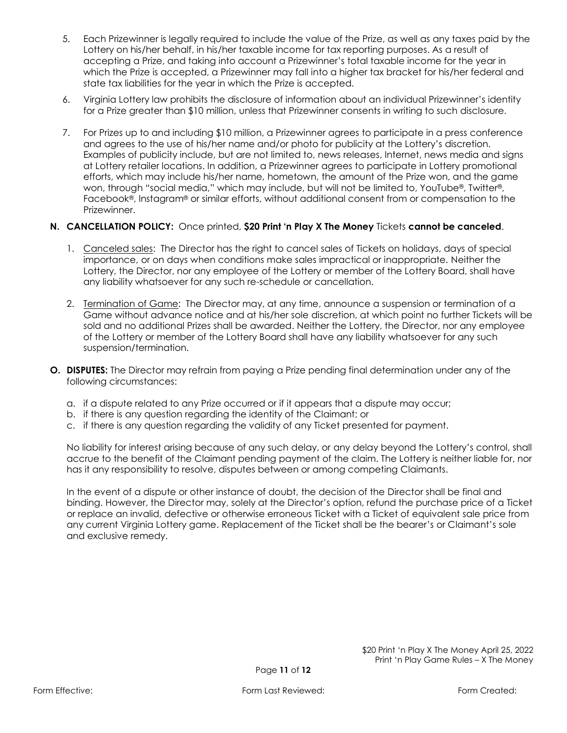5. Each Prizewinner is legally required to include the value of the Prize, as well as any taxes paid by the Lottery on his/her behalf, in his/her taxable income for tax reporting purposes. As a result of accepting a Prize, and taking into account a Prizewinner's total taxable income for the year in which the Prize is accepted, a Prizewinner may fall into a higher tax bracket for his/her federal and state tax liabilities for the year in which the Prize is accepted.

6. Virginia Lottery law prohibits the disclosure of information about an individual Prizewinner's identity for a Prize greater than $10 million, unless that Prizewinner consents in writing to such disclosure.

7. For Prizes up to and including $10 million, a Prizewinner agrees to participate in a press conference and agrees to the use of his/her name and/or photo for publicity at the Lottery's discretion. Examples of publicity include, but are not limited to, news releases, Internet, news media and signs at Lottery retailer locations. In addition, a Prizewinner agrees to participate in Lottery promotional efforts, which may include his/her name, hometown, the amount of the Prize won, and the game won, through "social media," which may include, but will not be limited to, YouTube®, Twitter®, Facebook®, Instagram® or similar efforts, without additional consent from or compensation to the Prizewinner.

**N. CANCELLATION POLICY:** Once printed, **$20 Print 'n Play X The Money** Tickets **cannot be canceled**.

1. Canceled sales: The Director has the right to cancel sales of Tickets on holidays, days of special importance, or on days when conditions make sales impractical or inappropriate. Neither the Lottery, the Director, nor any employee of the Lottery or member of the Lottery Board, shall have any liability whatsoever for any such re-schedule or cancellation.

2. Termination of Game: The Director may, at any time, announce a suspension or termination of a Game without advance notice and at his/her sole discretion, at which point no further Tickets will be sold and no additional Prizes shall be awarded. Neither the Lottery, the Director, nor any employee of the Lottery or member of the Lottery Board shall have any liability whatsoever for any such suspension/termination.

**O. DISPUTES:** The Director may refrain from paying a Prize pending final determination under any of the following circumstances:

a. if a dispute related to any Prize occurred or if it appears that a dispute may occur;
b. if there is any question regarding the identity of the Claimant; or
c. if there is any question regarding the validity of any Ticket presented for payment.

No liability for interest arising because of any such delay, or any delay beyond the Lottery's control, shall accrue to the benefit of the Claimant pending payment of the claim. The Lottery is neither liable for, nor has it any responsibility to resolve, disputes between or among competing Claimants.

In the event of a dispute or other instance of doubt, the decision of the Director shall be final and binding. However, the Director may, solely at the Director's option, refund the purchase price of a Ticket or replace an invalid, defective or otherwise erroneous Ticket with a Ticket of equivalent sale price from any current Virginia Lottery game. Replacement of the Ticket shall be the bearer's or Claimant's sole and exclusive remedy.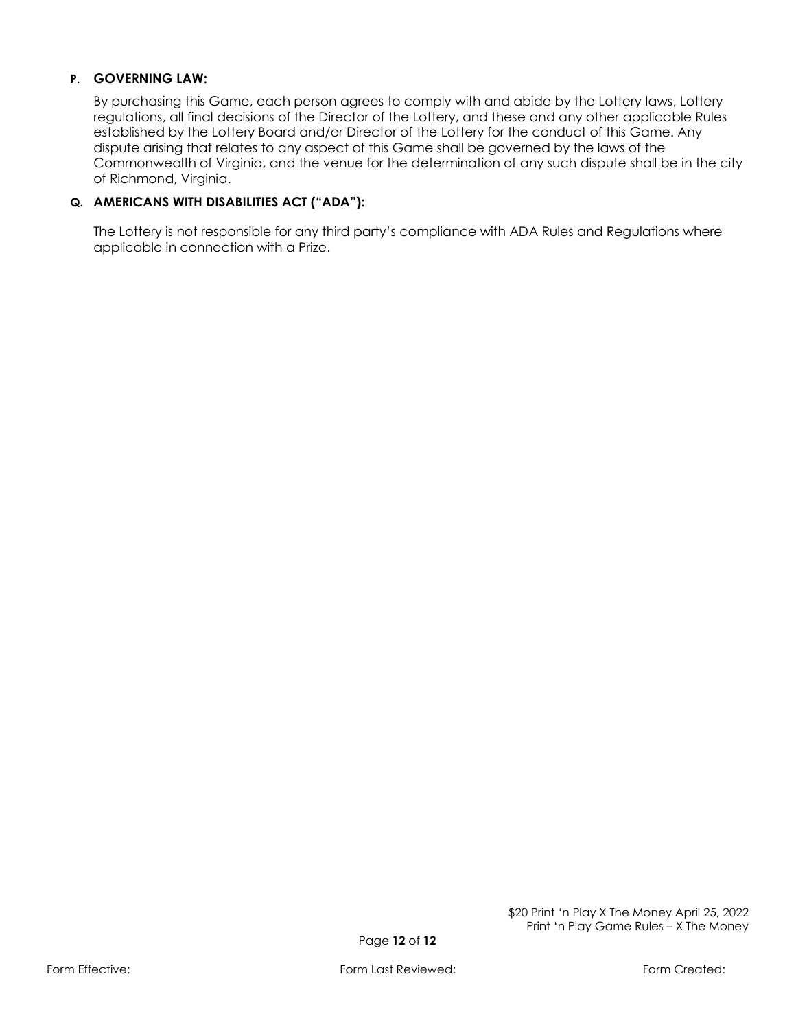**P. GOVERNING LAW:**

By purchasing this Game, each person agrees to comply with and abide by the Lottery laws, Lottery regulations, all final decisions of the Director of the Lottery, and these and any other applicable Rules established by the Lottery Board and/or Director of the Lottery for the conduct of this Game. Any dispute arising that relates to any aspect of this Game shall be governed by the laws of the Commonwealth of Virginia, and the venue for the determination of any such dispute shall be in the city of Richmond, Virginia.

**Q. AMERICANS WITH DISABILITIES ACT ("ADA"):**

The Lottery is not responsible for any third party's compliance with ADA Rules and Regulations where applicable in connection with a Prize.